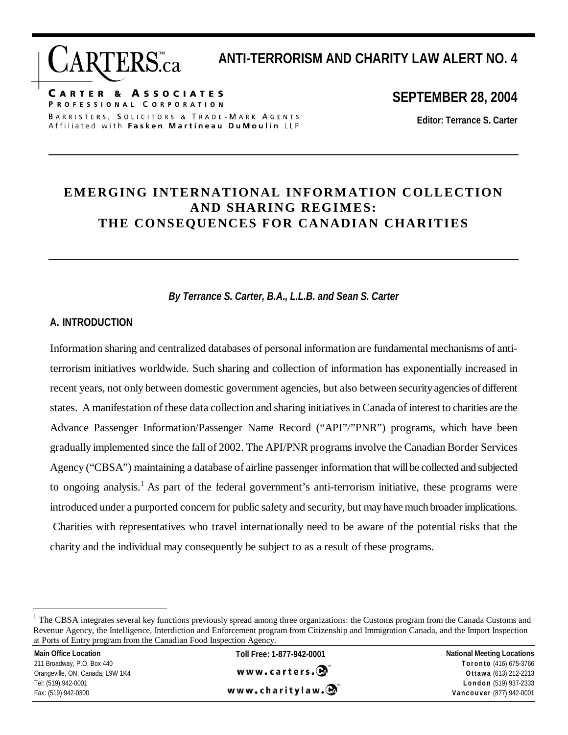# ANTI-TERRORISM AND CHARITY LAW ALERT NO. 4

CARTER & ASSOCIATES
PROFESSIONAL CORPORATION
BARRISTERS, SOLICITORS & TRADE-MARK AGENTS
Affiliated with **Fasken Martineau DuMoulin** LLP

## SEPTEMBER 28, 2004

**Editor: Terrance S. Carter**

# EMERGING INTERNATIONAL INFORMATION COLLECTION AND SHARING REGIMES: THE CONSEQUENCES FOR CANADIAN CHARITIES

***By Terrance S. Carter, B.A., L.L.B. and Sean S. Carter***

## A. INTRODUCTION

Information sharing and centralized databases of personal information are fundamental mechanisms of anti-terrorism initiatives worldwide. Such sharing and collection of information has exponentially increased in recent years, not only between domestic government agencies, but also between security agencies of different states. A manifestation of these data collection and sharing initiatives in Canada of interest to charities are the Advance Passenger Information/Passenger Name Record ("API"/"PNR") programs, which have been gradually implemented since the fall of 2002. The API/PNR programs involve the Canadian Border Services Agency ("CBSA") maintaining a database of airline passenger information that will be collected and subjected to ongoing analysis.[1] As part of the federal government's anti-terrorism initiative, these programs were introduced under a purported concern for public safety and security, but may have much broader implications. Charities with representatives who travel internationally need to be aware of the potential risks that the charity and the individual may consequently be subject to as a result of these programs.

[1] The CBSA integrates several key functions previously spread among three organizations: the Customs program from the Canada Customs and Revenue Agency, the Intelligence, Interdiction and Enforcement program from Citizenship and Immigration Canada, and the Import Inspection at Ports of Entry program from the Canadian Food Inspection Agency.

**Main Office Location**
211 Broadway, P.O. Box 440
Orangeville, ON, Canada, L9W 1K4
Tel: (519) 942-0001
Fax: (519) 942-0300

**Toll Free: 1-877-942-0001**
www.carters.ca
www.charitylaw.ca

**National Meeting Locations**
**Toronto** (416) 675-3766
**Ottawa** (613) 212-2213
**London** (519) 937-2333
**Vancouver** (877) 942-0001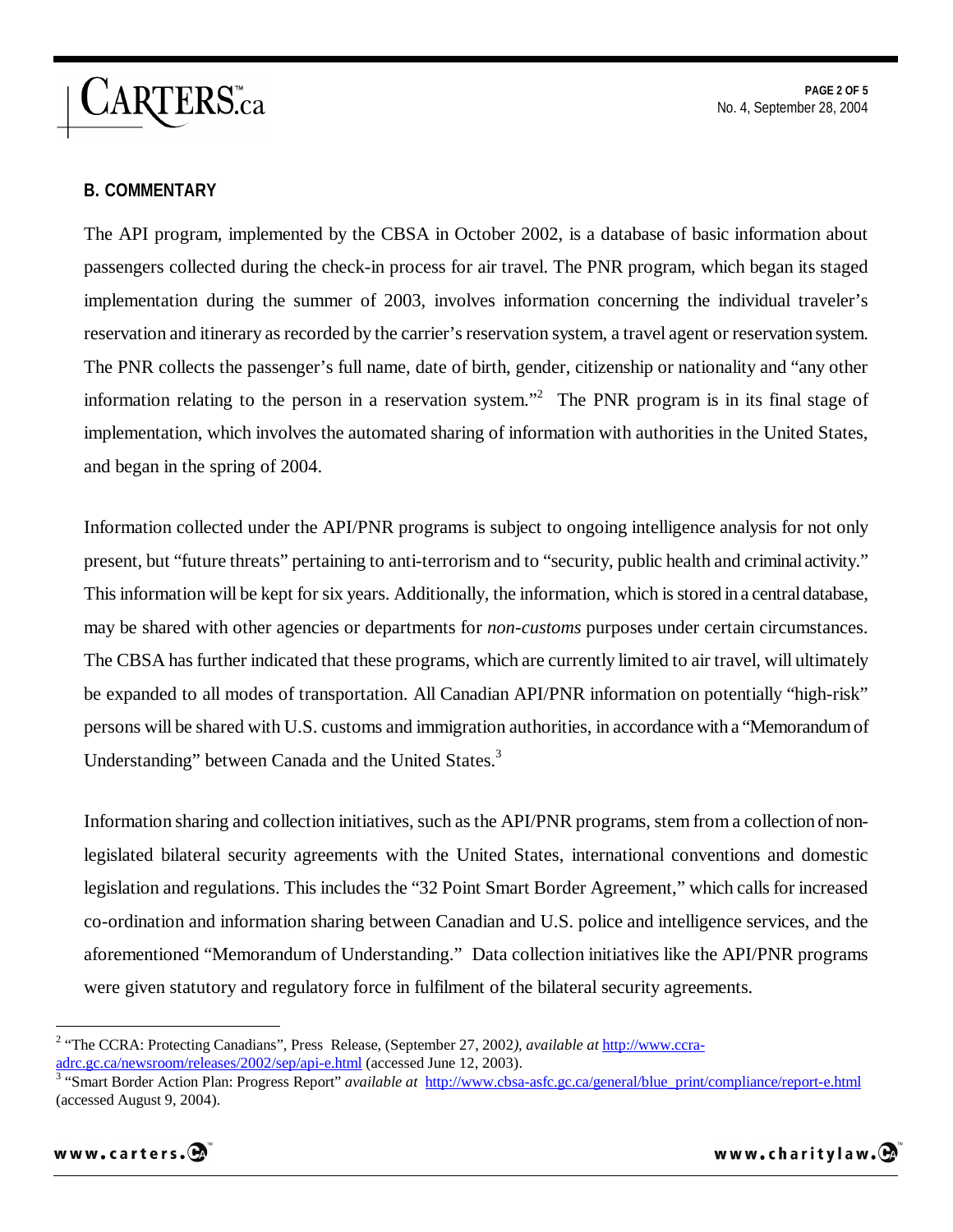## B. COMMENTARY

The API program, implemented by the CBSA in October 2002, is a database of basic information about passengers collected during the check-in process for air travel. The PNR program, which began its staged implementation during the summer of 2003, involves information concerning the individual traveler's reservation and itinerary as recorded by the carrier's reservation system, a travel agent or reservation system. The PNR collects the passenger's full name, date of birth, gender, citizenship or nationality and "any other information relating to the person in a reservation system."[2] The PNR program is in its final stage of implementation, which involves the automated sharing of information with authorities in the United States, and began in the spring of 2004.

Information collected under the API/PNR programs is subject to ongoing intelligence analysis for not only present, but "future threats" pertaining to anti-terrorism and to "security, public health and criminal activity." This information will be kept for six years. Additionally, the information, which is stored in a central database, may be shared with other agencies or departments for *non-customs* purposes under certain circumstances. The CBSA has further indicated that these programs, which are currently limited to air travel, will ultimately be expanded to all modes of transportation. All Canadian API/PNR information on potentially "high-risk" persons will be shared with U.S. customs and immigration authorities, in accordance with a "Memorandum of Understanding" between Canada and the United States.[3]

Information sharing and collection initiatives, such as the API/PNR programs, stem from a collection of non-legislated bilateral security agreements with the United States, international conventions and domestic legislation and regulations. This includes the "32 Point Smart Border Agreement," which calls for increased co-ordination and information sharing between Canadian and U.S. police and intelligence services, and the aforementioned "Memorandum of Understanding." Data collection initiatives like the API/PNR programs were given statutory and regulatory force in fulfilment of the bilateral security agreements.

---

[2] "The CCRA: Protecting Canadians", Press Release, (September 27, 2002*), available at* http://www.ccra-adrc.gc.ca/newsroom/releases/2002/sep/api-e.html (accessed June 12, 2003).

[3] "Smart Border Action Plan: Progress Report" *available at* http://www.cbsa-asfc.gc.ca/general/blue_print/compliance/report-e.html (accessed August 9, 2004).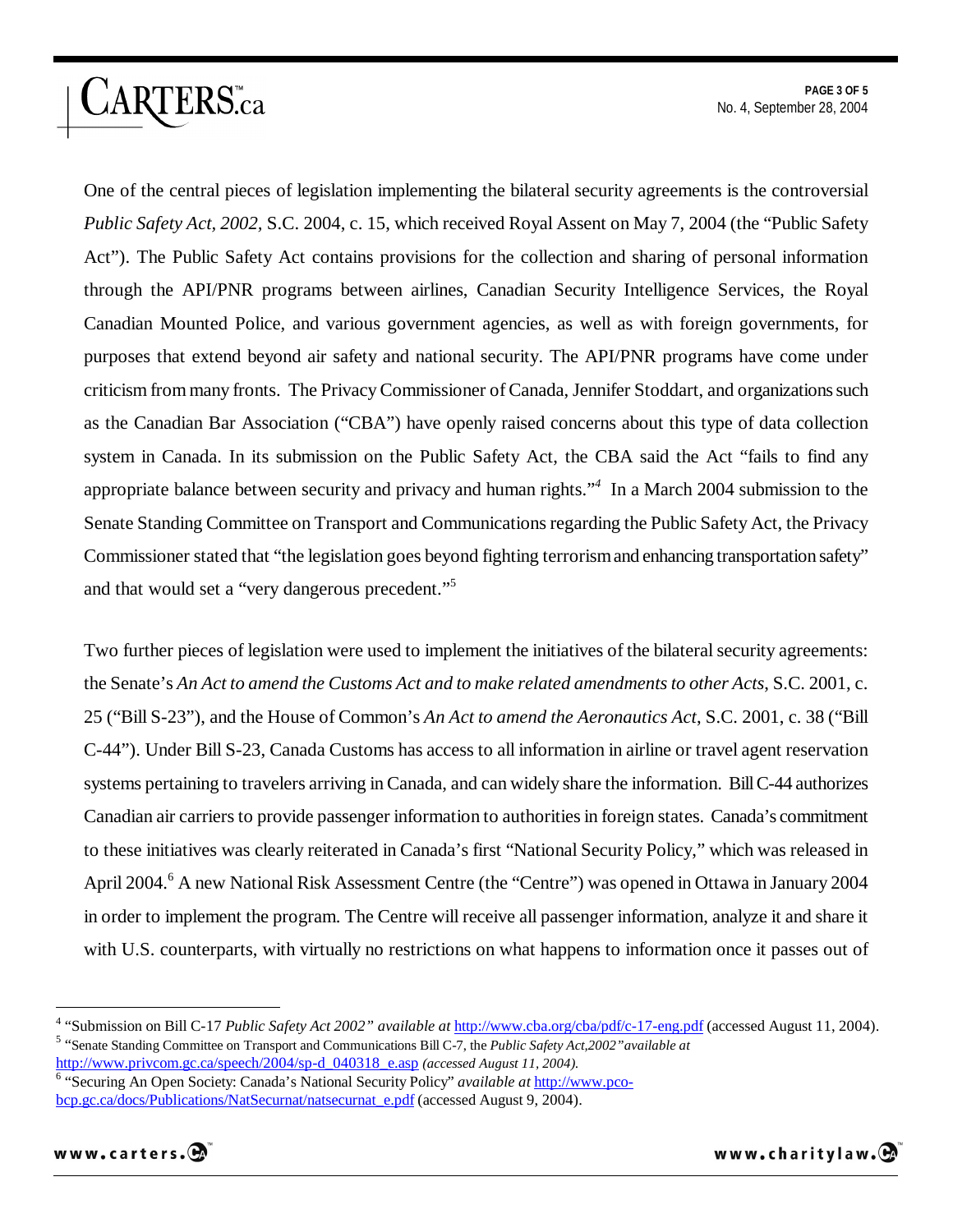One of the central pieces of legislation implementing the bilateral security agreements is the controversial *Public Safety Act, 2002,* S.C. 2004, c. 15, which received Royal Assent on May 7, 2004 (the "Public Safety Act"). The Public Safety Act contains provisions for the collection and sharing of personal information through the API/PNR programs between airlines, Canadian Security Intelligence Services, the Royal Canadian Mounted Police, and various government agencies, as well as with foreign governments, for purposes that extend beyond air safety and national security. The API/PNR programs have come under criticism from many fronts. The Privacy Commissioner of Canada, Jennifer Stoddart, and organizations such as the Canadian Bar Association ("CBA") have openly raised concerns about this type of data collection system in Canada. In its submission on the Public Safety Act, the CBA said the Act "fails to find any appropriate balance between security and privacy and human rights."[4] In a March 2004 submission to the Senate Standing Committee on Transport and Communications regarding the Public Safety Act, the Privacy Commissioner stated that "the legislation goes beyond fighting terrorism and enhancing transportation safety" and that would set a "very dangerous precedent."[5]

Two further pieces of legislation were used to implement the initiatives of the bilateral security agreements: the Senate's *An Act to amend the Customs Act and to make related amendments to other Acts*, S.C. 2001, c. 25 ("Bill S-23"), and the House of Common's *An Act to amend the Aeronautics Act*, S.C. 2001, c. 38 ("Bill C-44"). Under Bill S-23, Canada Customs has access to all information in airline or travel agent reservation systems pertaining to travelers arriving in Canada, and can widely share the information. Bill C-44 authorizes Canadian air carriers to provide passenger information to authorities in foreign states. Canada's commitment to these initiatives was clearly reiterated in Canada's first "National Security Policy," which was released in April 2004.[6] A new National Risk Assessment Centre (the "Centre") was opened in Ottawa in January 2004 in order to implement the program. The Centre will receive all passenger information, analyze it and share it with U.S. counterparts, with virtually no restrictions on what happens to information once it passes out of

---

[4] "Submission on Bill C-17 *Public Safety Act 2002" available at* http://www.cba.org/cba/pdf/c-17-eng.pdf (accessed August 11, 2004).

[5] "Senate Standing Committee on Transport and Communications Bill C-7, the *Public Safety Act,2002" available at* http://www.privcom.gc.ca/speech/2004/sp-d_040318_e.asp *(accessed August 11, 2004).*

[6] "Securing An Open Society: Canada's National Security Policy" *available at* http://www.pco-bcp.gc.ca/docs/Publications/NatSecurnat/natsecurnat_e.pdf (accessed August 9, 2004).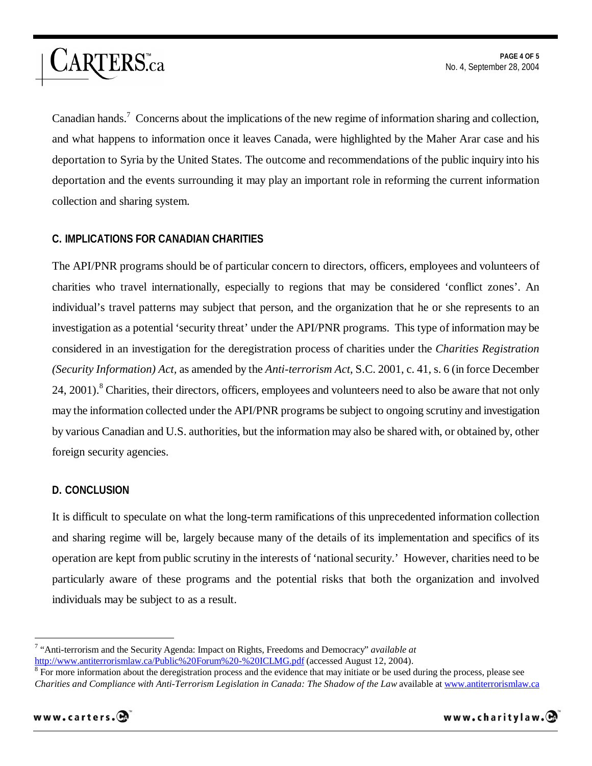Canadian hands.[7] Concerns about the implications of the new regime of information sharing and collection, and what happens to information once it leaves Canada, were highlighted by the Maher Arar case and his deportation to Syria by the United States. The outcome and recommendations of the public inquiry into his deportation and the events surrounding it may play an important role in reforming the current information collection and sharing system.

## C. IMPLICATIONS FOR CANADIAN CHARITIES

The API/PNR programs should be of particular concern to directors, officers, employees and volunteers of charities who travel internationally, especially to regions that may be considered 'conflict zones'. An individual's travel patterns may subject that person, and the organization that he or she represents to an investigation as a potential 'security threat' under the API/PNR programs. This type of information may be considered in an investigation for the deregistration process of charities under the *Charities Registration (Security Information) Act,* as amended by the *Anti-terrorism Act*, S.C. 2001, c. 41, s. 6 (in force December 24, 2001).[8] Charities, their directors, officers, employees and volunteers need to also be aware that not only may the information collected under the API/PNR programs be subject to ongoing scrutiny and investigation by various Canadian and U.S. authorities, but the information may also be shared with, or obtained by, other foreign security agencies.

## D. CONCLUSION

It is difficult to speculate on what the long-term ramifications of this unprecedented information collection and sharing regime will be, largely because many of the details of its implementation and specifics of its operation are kept from public scrutiny in the interests of 'national security.' However, charities need to be particularly aware of these programs and the potential risks that both the organization and involved individuals may be subject to as a result.

---

[7] "Anti-terrorism and the Security Agenda: Impact on Rights, Freedoms and Democracy" *available at* http://www.antiterrorismlaw.ca/Public%20Forum%20-%20ICLMG.pdf (accessed August 12, 2004).

[8] For more information about the deregistration process and the evidence that may initiate or be used during the process, please see *Charities and Compliance with Anti-Terrorism Legislation in Canada: The Shadow of the Law* available at www.antiterrorismlaw.ca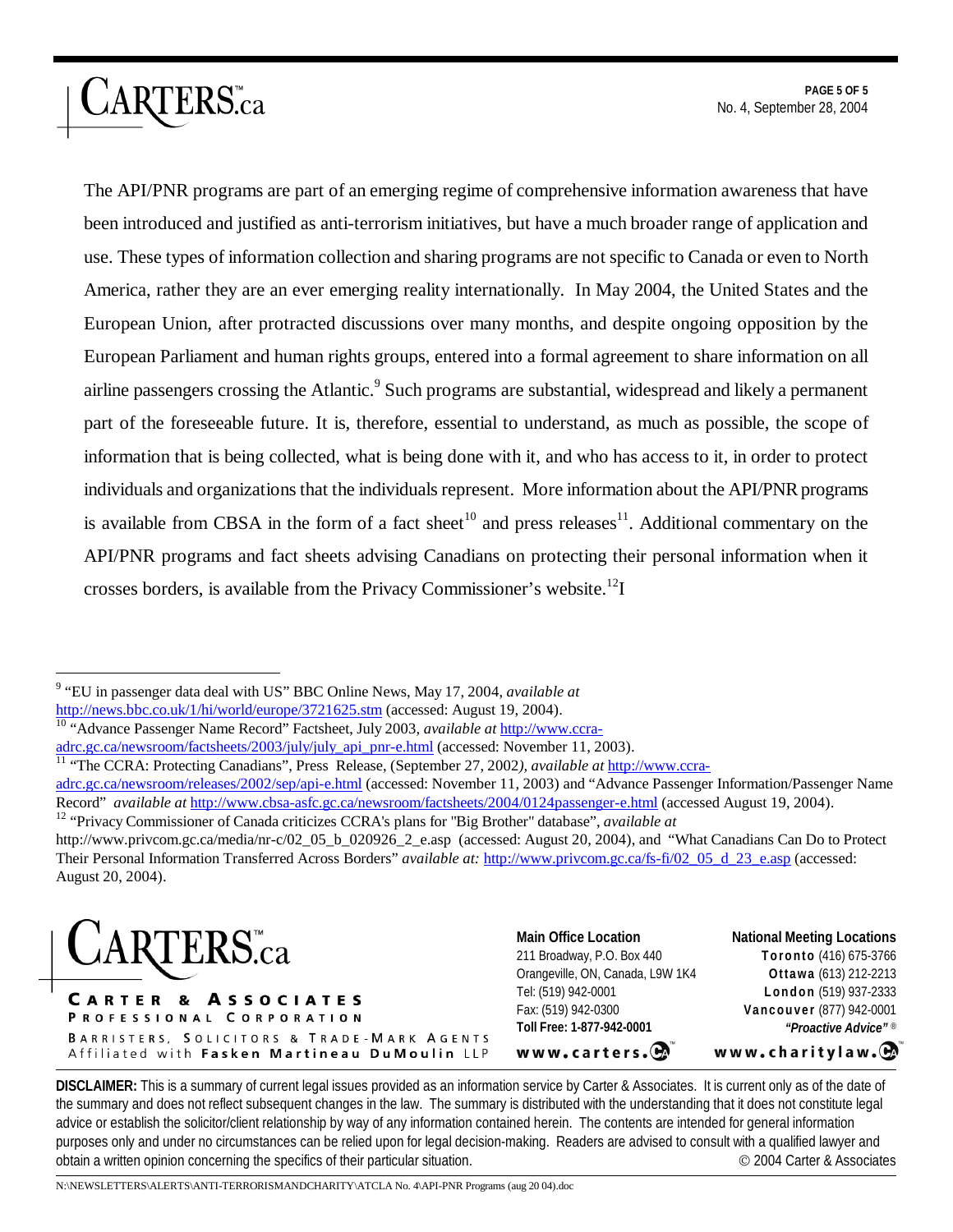The API/PNR programs are part of an emerging regime of comprehensive information awareness that have been introduced and justified as anti-terrorism initiatives, but have a much broader range of application and use. These types of information collection and sharing programs are not specific to Canada or even to North America, rather they are an ever emerging reality internationally. In May 2004, the United States and the European Union, after protracted discussions over many months, and despite ongoing opposition by the European Parliament and human rights groups, entered into a formal agreement to share information on all airline passengers crossing the Atlantic.[9] Such programs are substantial, widespread and likely a permanent part of the foreseeable future. It is, therefore, essential to understand, as much as possible, the scope of information that is being collected, what is being done with it, and who has access to it, in order to protect individuals and organizations that the individuals represent. More information about the API/PNR programs is available from CBSA in the form of a fact sheet[10] and press releases[11]. Additional commentary on the API/PNR programs and fact sheets advising Canadians on protecting their personal information when it crosses borders, is available from the Privacy Commissioner's website.[12]I

---

[9] "EU in passenger data deal with US" BBC Online News, May 17, 2004, *available at* http://news.bbc.co.uk/1/hi/world/europe/3721625.stm (accessed: August 19, 2004).

[10] "Advance Passenger Name Record" Factsheet, July 2003, *available at* http://www.ccra-adrc.gc.ca/newsroom/factsheets/2003/july/july_api_pnr-e.html (accessed: November 11, 2003).

[11] "The CCRA: Protecting Canadians", Press Release, (September 27, 2002), *available at* http://www.ccra-adrc.gc.ca/newsroom/releases/2002/sep/api-e.html (accessed: November 11, 2003) and "Advance Passenger Information/Passenger Name Record" *available at* http://www.cbsa-asfc.gc.ca/newsroom/factsheets/2004/0124passenger-e.html (accessed August 19, 2004).

[12] "Privacy Commissioner of Canada criticizes CCRA's plans for "Big Brother" database", *available at* http://www.privcom.gc.ca/media/nr-c/02_05_b_020926_2_e.asp (accessed: August 20, 2004), and "What Canadians Can Do to Protect Their Personal Information Transferred Across Borders" *available at:* http://www.privcom.gc.ca/fs-fi/02_05_d_23_e.asp (accessed: August 20, 2004).

CARTERS.ca

CARTER & ASSOCIATES
PROFESSIONAL CORPORATION
BARRISTERS, SOLICITORS & TRADE-MARK AGENTS
Affiliated with **Fasken Martineau DuMoulin** LLP

**Main Office Location**
211 Broadway, P.O. Box 440
Orangeville, ON, Canada, L9W 1K4
Tel: (519) 942-0001
Fax: (519) 942-0300
**Toll Free: 1-877-942-0001**
**www.carters.ca**

**National Meeting Locations**
**Toronto** (416) 675-3766
**Ottawa** (613) 212-2213
**London** (519) 937-2333
**Vancouver** (877) 942-0001
***"Proactive Advice"*** ®
**www.charitylaw.ca**

**DISCLAIMER:** This is a summary of current legal issues provided as an information service by Carter & Associates. It is current only as of the date of the summary and does not reflect subsequent changes in the law. The summary is distributed with the understanding that it does not constitute legal advice or establish the solicitor/client relationship by way of any information contained herein. The contents are intended for general information purposes only and under no circumstances can be relied upon for legal decision-making. Readers are advised to consult with a qualified lawyer and obtain a written opinion concerning the specifics of their particular situation. © 2004 Carter & Associates

N:\NEWSLETTERS\ALERTS\ANTI-TERRORISMANDCHARITY\ATCLA No. 4\API-PNR Programs (aug 20 04).doc